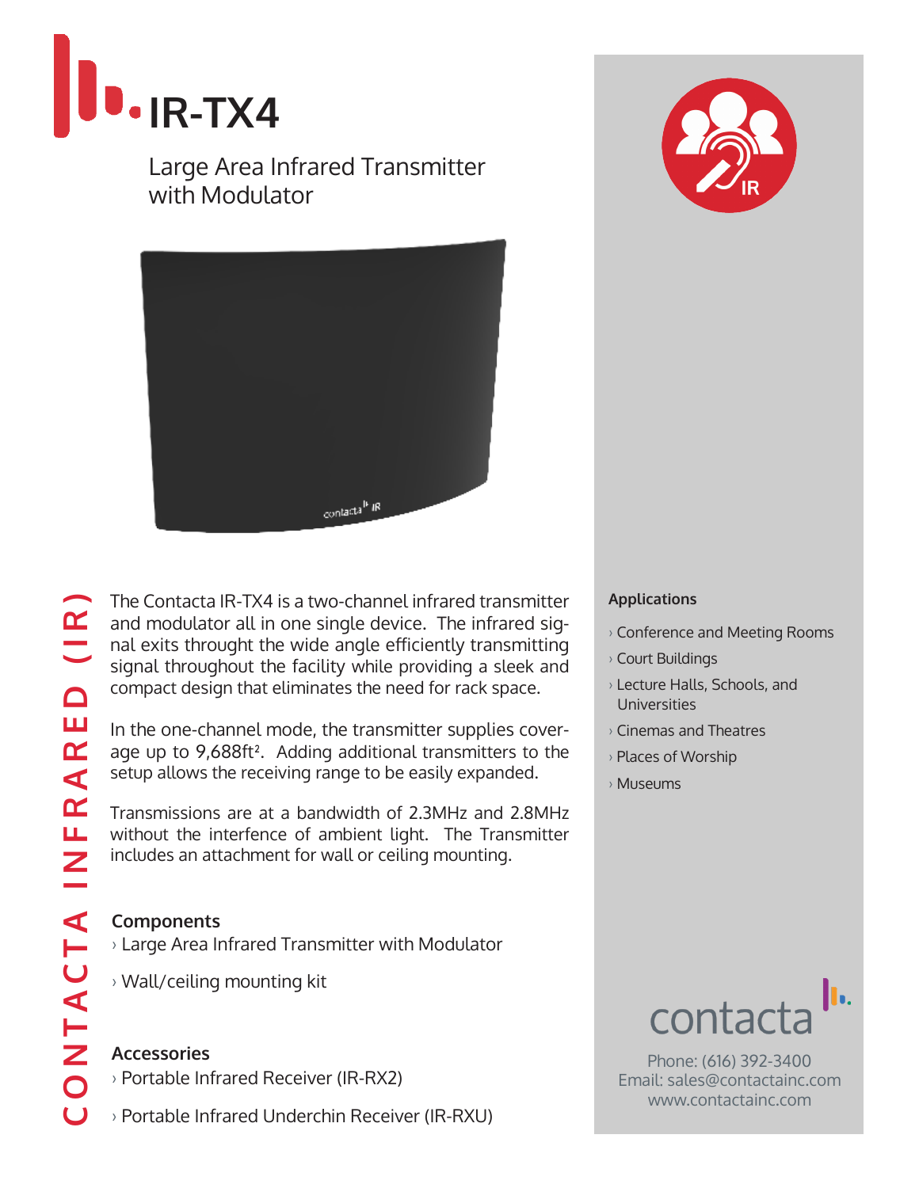# IR-TX4

Large Area Infrared Transmitter with Modulator

CONTACTA INFRARED (IR)

The Contacta IR-TX4 is a two-channel infrared transmitter and modulator all in one single device. The infrared signal exits throught the wide angle efficiently transmitting signal throughout the facility while providing a sleek and compact design that eliminates the need for rack space.

In the one-channel mode, the transmitter supplies coverage up to 9,688ft². Adding additional transmitters to the setup allows the receiving range to be easily expanded.

Transmissions are at a bandwidth of 2.3MHz and 2.8MHz without the interfence of ambient light. The Transmitter includes an attachment for wall or ceiling mounting.

## Components

› Large Area Infrared Transmitter with Modulator

› Wall/ceiling mounting kit

## Accessories

› Portable Infrared Receiver (IR-RX2)

› Portable Infrared Underchin Receiver (IR-RXU)

## Applications

› Conference and Meeting Rooms

› Court Buildings

› Lecture Halls, Schools, and Universities

› Cinemas and Theatres

› Places of Worship

› Museums

contacta

Phone: (616) 392-3400
Email: sales@contactainc.com
www.contactainc.com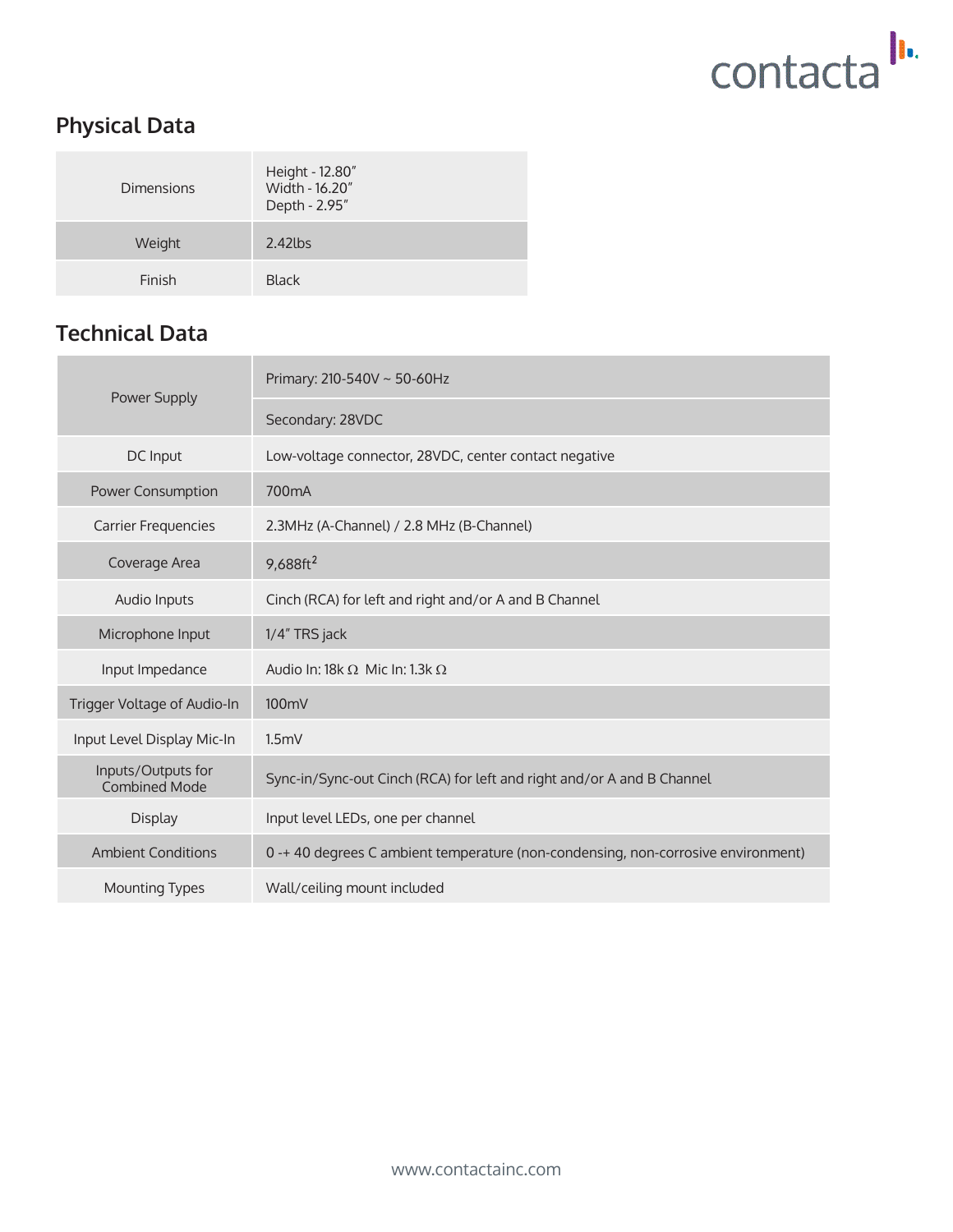## Physical Data

| | |
|---|---|
| Dimensions | Height - 12.80″<br>Width - 16.20″<br>Depth - 2.95″ |
| Weight | 2.42lbs |
| Finish | Black |

## Technical Data

| | |
|---|---|
| Power Supply | Primary: 210-540V ~ 50-60Hz |
| | Secondary: 28VDC |
| DC Input | Low-voltage connector, 28VDC, center contact negative |
| Power Consumption | 700mA |
| Carrier Frequencies | 2.3MHz (A-Channel) / 2.8 MHz (B-Channel) |
| Coverage Area | 9,688ft$^2$ |
| Audio Inputs | Cinch (RCA) for left and right and/or A and B Channel |
| Microphone Input | 1/4″ TRS jack |
| Input Impedance | Audio In: 18k Ω  Mic In: 1.3k Ω |
| Trigger Voltage of Audio-In | 100mV |
| Input Level Display Mic-In | 1.5mV |
| Inputs/Outputs for Combined Mode | Sync-in/Sync-out Cinch (RCA) for left and right and/or A and B Channel |
| Display | Input level LEDs, one per channel |
| Ambient Conditions | 0 -+ 40 degrees C ambient temperature (non-condensing, non-corrosive environment) |
| Mounting Types | Wall/ceiling mount included |